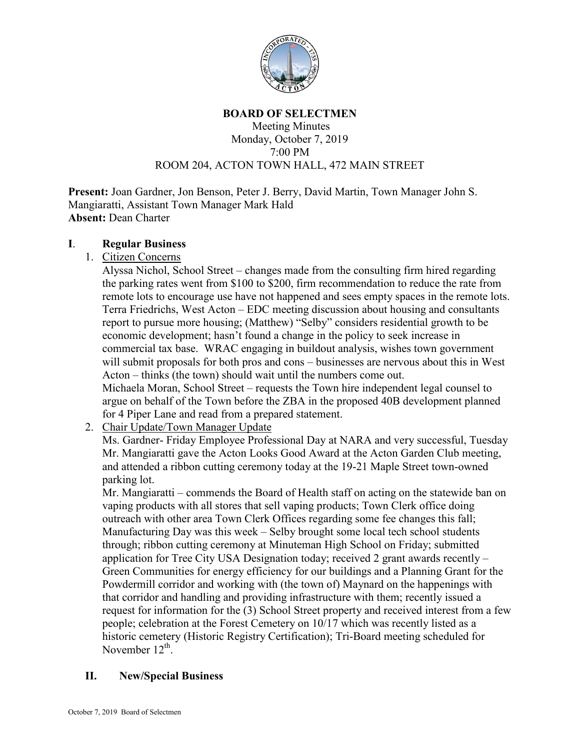**BOARD OF SELECTMEN**
Meeting Minutes
Monday, October 7, 2019
7:00 PM
ROOM 204, ACTON TOWN HALL, 472 MAIN STREET

**Present:** Joan Gardner, Jon Benson, Peter J. Berry, David Martin, Town Manager John S. Mangiaratti, Assistant Town Manager Mark Hald
**Absent:** Dean Charter

## I. Regular Business

1. Citizen Concerns

   Alyssa Nichol, School Street – changes made from the consulting firm hired regarding the parking rates went from $100 to $200, firm recommendation to reduce the rate from remote lots to encourage use have not happened and sees empty spaces in the remote lots.
   Terra Friedrichs, West Acton – EDC meeting discussion about housing and consultants report to pursue more housing; (Matthew) "Selby" considers residential growth to be economic development; hasn't found a change in the policy to seek increase in commercial tax base. WRAC engaging in buildout analysis, wishes town government will submit proposals for both pros and cons – businesses are nervous about this in West Acton – thinks (the town) should wait until the numbers come out.
   Michaela Moran, School Street – requests the Town hire independent legal counsel to argue on behalf of the Town before the ZBA in the proposed 40B development planned for 4 Piper Lane and read from a prepared statement.

2. Chair Update/Town Manager Update

   Ms. Gardner- Friday Employee Professional Day at NARA and very successful, Tuesday Mr. Mangiaratti gave the Acton Looks Good Award at the Acton Garden Club meeting, and attended a ribbon cutting ceremony today at the 19-21 Maple Street town-owned parking lot.
   Mr. Mangiaratti – commends the Board of Health staff on acting on the statewide ban on vaping products with all stores that sell vaping products; Town Clerk office doing outreach with other area Town Clerk Offices regarding some fee changes this fall; Manufacturing Day was this week – Selby brought some local tech school students through; ribbon cutting ceremony at Minuteman High School on Friday; submitted application for Tree City USA Designation today; received 2 grant awards recently – Green Communities for energy efficiency for our buildings and a Planning Grant for the Powdermill corridor and working with (the town of) Maynard on the happenings with that corridor and handling and providing infrastructure with them; recently issued a request for information for the (3) School Street property and received interest from a few people; celebration at the Forest Cemetery on 10/17 which was recently listed as a historic cemetery (Historic Registry Certification); Tri-Board meeting scheduled for November 12th.

## II. New/Special Business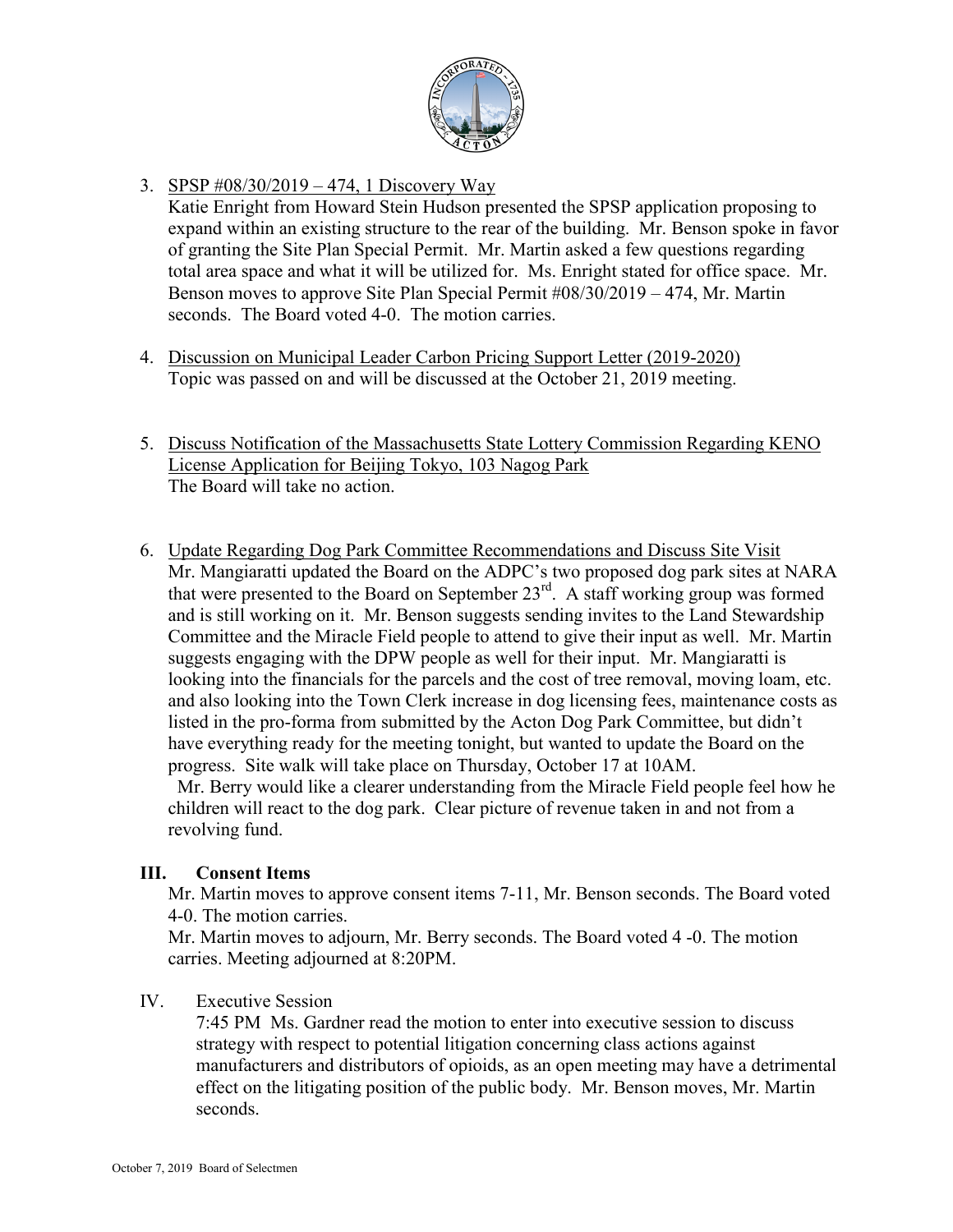3. SPSP #08/30/2019 – 474, 1 Discovery Way
   Katie Enright from Howard Stein Hudson presented the SPSP application proposing to expand within an existing structure to the rear of the building. Mr. Benson spoke in favor of granting the Site Plan Special Permit. Mr. Martin asked a few questions regarding total area space and what it will be utilized for. Ms. Enright stated for office space. Mr. Benson moves to approve Site Plan Special Permit #08/30/2019 – 474, Mr. Martin seconds. The Board voted 4-0. The motion carries.

4. Discussion on Municipal Leader Carbon Pricing Support Letter (2019-2020)
   Topic was passed on and will be discussed at the October 21, 2019 meeting.

5. Discuss Notification of the Massachusetts State Lottery Commission Regarding KENO License Application for Beijing Tokyo, 103 Nagog Park
   The Board will take no action.

6. Update Regarding Dog Park Committee Recommendations and Discuss Site Visit
   Mr. Mangiaratti updated the Board on the ADPC's two proposed dog park sites at NARA that were presented to the Board on September 23rd. A staff working group was formed and is still working on it. Mr. Benson suggests sending invites to the Land Stewardship Committee and the Miracle Field people to attend to give their input as well. Mr. Martin suggests engaging with the DPW people as well for their input. Mr. Mangiaratti is looking into the financials for the parcels and the cost of tree removal, moving loam, etc. and also looking into the Town Clerk increase in dog licensing fees, maintenance costs as listed in the pro-forma from submitted by the Acton Dog Park Committee, but didn't have everything ready for the meeting tonight, but wanted to update the Board on the progress. Site walk will take place on Thursday, October 17 at 10AM.
   Mr. Berry would like a clearer understanding from the Miracle Field people feel how he children will react to the dog park. Clear picture of revenue taken in and not from a revolving fund.

## III. Consent Items

Mr. Martin moves to approve consent items 7-11, Mr. Benson seconds. The Board voted 4-0. The motion carries.

Mr. Martin moves to adjourn, Mr. Berry seconds. The Board voted 4 -0. The motion carries. Meeting adjourned at 8:20PM.

## IV. Executive Session

7:45 PM Ms. Gardner read the motion to enter into executive session to discuss strategy with respect to potential litigation concerning class actions against manufacturers and distributors of opioids, as an open meeting may have a detrimental effect on the litigating position of the public body. Mr. Benson moves, Mr. Martin seconds.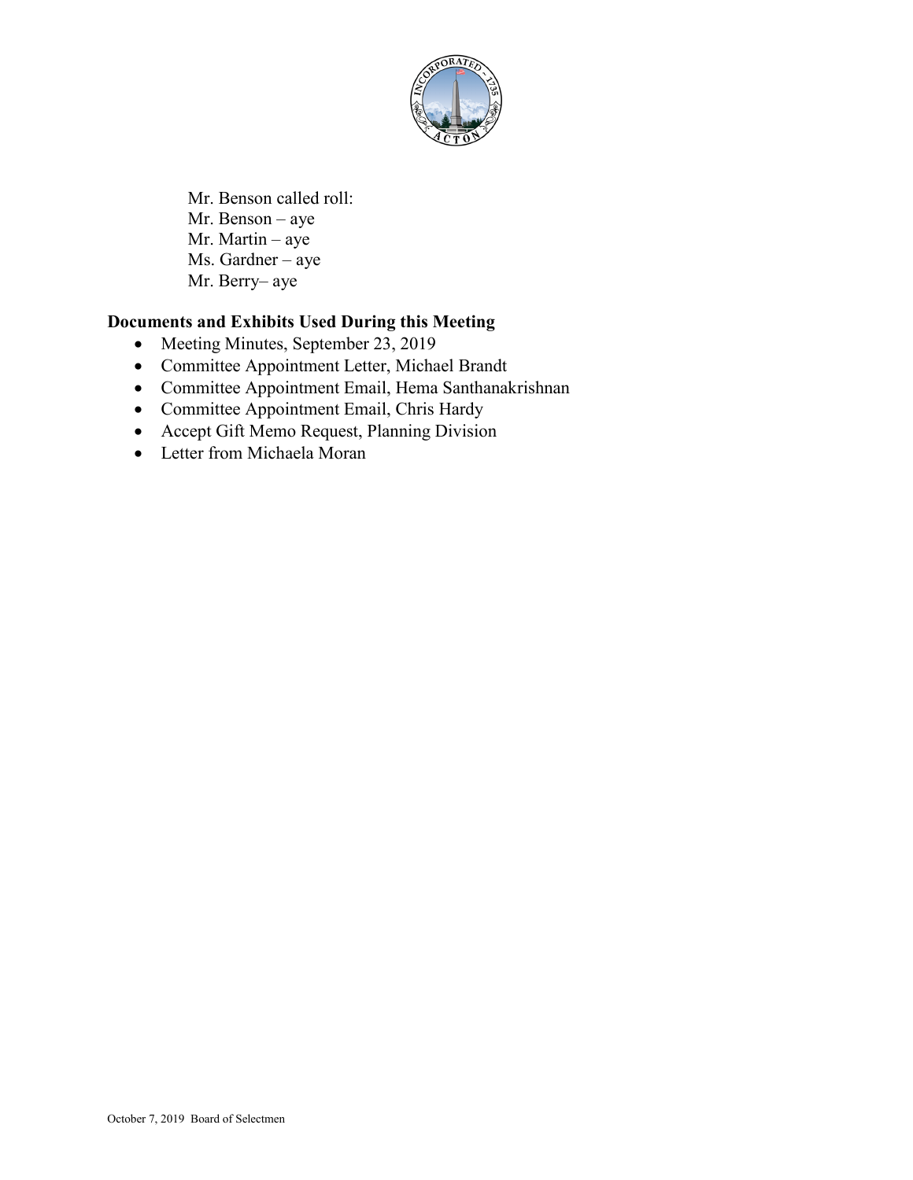Mr. Benson called roll:
Mr. Benson – aye
Mr. Martin – aye
Ms. Gardner – aye
Mr. Berry– aye

**Documents and Exhibits Used During this Meeting**

- Meeting Minutes, September 23, 2019
- Committee Appointment Letter, Michael Brandt
- Committee Appointment Email, Hema Santhanakrishnan
- Committee Appointment Email, Chris Hardy
- Accept Gift Memo Request, Planning Division
- Letter from Michaela Moran